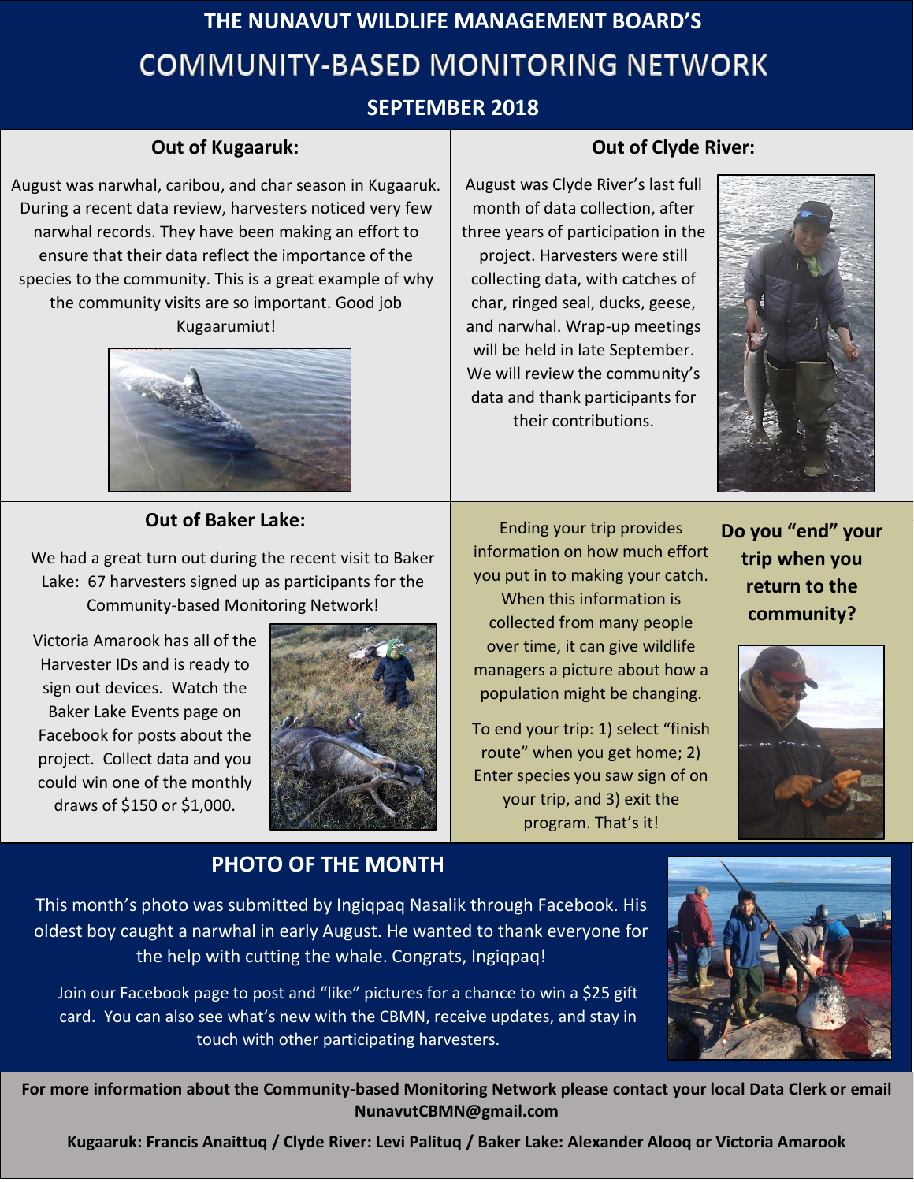# THE NUNAVUT WILDLIFE MANAGEMENT BOARD'S

# COMMUNITY-BASED MONITORING NETWORK

## SEPTEMBER 2018

### Out of Kugaaruk:

August was narwhal, caribou, and char season in Kugaaruk. During a recent data review, harvesters noticed very few narwhal records. They have been making an effort to ensure that their data reflect the importance of the species to the community. This is a great example of why the community visits are so important. Good job Kugaarumiut!

### Out of Clyde River:

August was Clyde River's last full month of data collection, after three years of participation in the project. Harvesters were still collecting data, with catches of char, ringed seal, ducks, geese, and narwhal. Wrap-up meetings will be held in late September. We will review the community's data and thank participants for their contributions.

### Out of Baker Lake:

We had a great turn out during the recent visit to Baker Lake: 67 harvesters signed up as participants for the Community-based Monitoring Network!

Victoria Amarook has all of the Harvester IDs and is ready to sign out devices. Watch the Baker Lake Events page on Facebook for posts about the project. Collect data and you could win one of the monthly draws of $150 or $1,000.

### Do you "end" your trip when you return to the community?

Ending your trip provides information on how much effort you put in to making your catch. When this information is collected from many people over time, it can give wildlife managers a picture about how a population might be changing.

To end your trip: 1) select "finish route" when you get home; 2) Enter species you saw sign of on your trip, and 3) exit the program. That's it!

## PHOTO OF THE MONTH

This month's photo was submitted by Ingiqpaq Nasalik through Facebook. His oldest boy caught a narwhal in early August. He wanted to thank everyone for the help with cutting the whale. Congrats, Ingiqpaq!

Join our Facebook page to post and "like" pictures for a chance to win a $25 gift card. You can also see what's new with the CBMN, receive updates, and stay in touch with other participating harvesters.

**For more information about the Community-based Monitoring Network please contact your local Data Clerk or email NunavutCBMN@gmail.com**

**Kugaaruk: Francis Anaittuq / Clyde River: Levi Palituq / Baker Lake: Alexander Alooq or Victoria Amarook**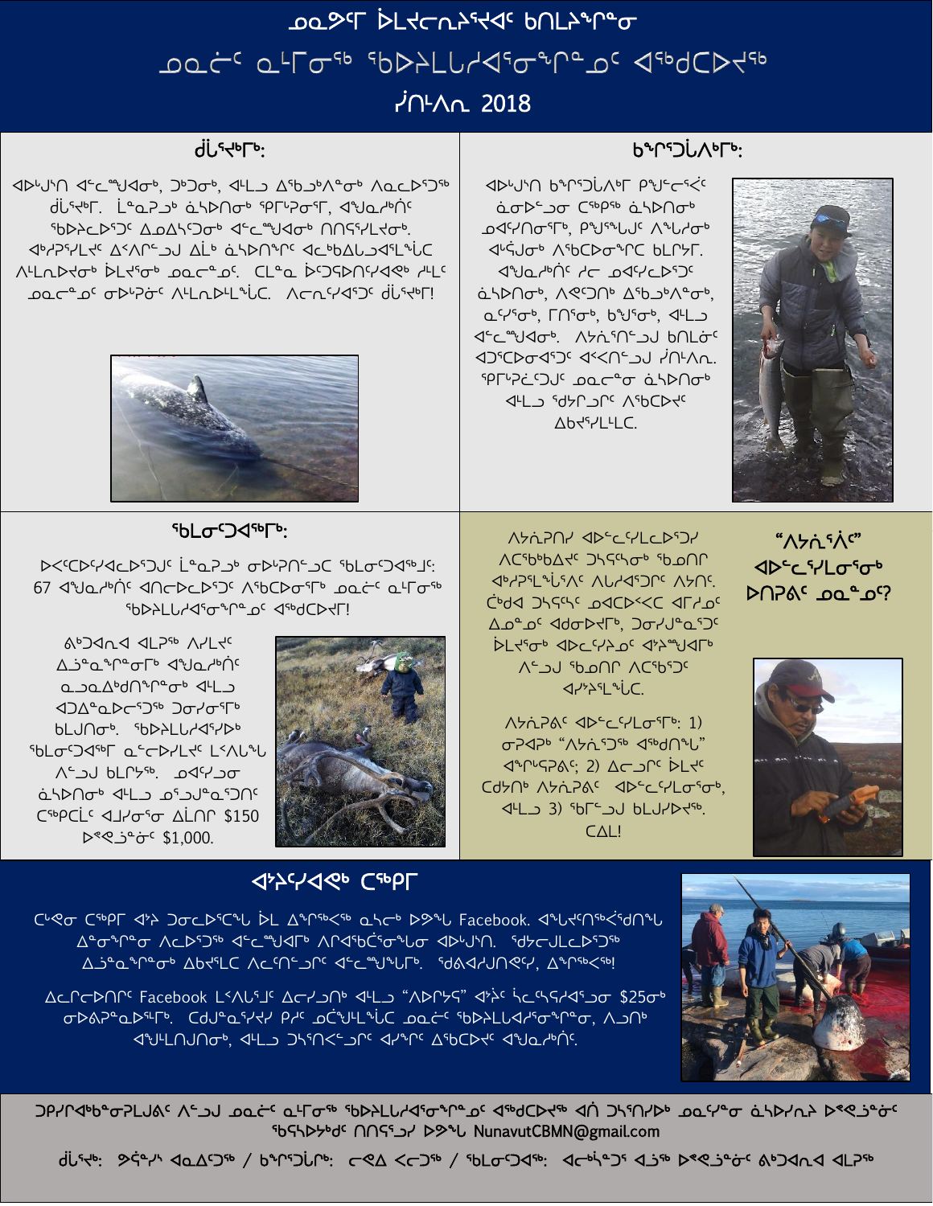# ᓄᓇᕗᒥ ᐆᒪᔪᓕᕆᔨᑦᐊᑦ ᑲᑎᒪᔾᔪᑎᖓᓂ

## ᓄᓇᓖᑦ ᓇᒻᒥᓂᖅ ᖃᐅᔨᒪᒐᓱᐊᕐᓂᖏᓐᓄᑦ ᐊᖁᑕᐅᔪᖅ

## ᔫᑎᐱᕆ 2018

### ᑯᒃᑑᕐᒥ:

ᐊᐅᒡᒍᐱ ᐊᓪᓚᖑᐊᓂᒃ, ᑑᒃᑐᓂᒃ, ᐊᒻᒪᓗ ᐃᖃᓗᒃᐱᖕᓂᒃ ᐱᓇᓚᐅᖅᑐᖅ ᑯᒃᑑᕐᒥ. ᒫᓐᓇᒧᒃ ᓈᓴᐅᑎᓂᒃ ᕿᒥᕐᕈᓂᕐᒥ, ᐊᖑᓇᓱᒃᑏᑦ ᖃᐅᔨᓴᐅᑦ ᐃᓄᐃᓯᑐᓂᒃ ᐊᓪᓚᖑᐊᓂᒃ ᑎᑎᕋᕐᓯᒪᔪᓂᒃ. ᐊᒃᓱᕈᕐᓯᒪᔪᑦ ᐃᐊᐱᕆᖓᓄᑦ ᐃᒫᒃ ᓈᓴᐅᑎᖏᑦ ᐊᓪᓚᒃᑕᒪᓗᐊᕐᒪᖔᑕ ᐱᒻᒪᕆᐅᔪᓂᒃ ᐆᒪᔪᕐᓂᒃ ᓄᓇᓕᓐᓄᑦ. ᑕᒪᓐᓇ ᐆᑦᑐᕋᐅᑎᓯᔪᐊᑉ ᓱᒻᒪᑦ ᓄᓇᓕᓐᓄᑦ ᓂᐅᕐᕈᓂᑦ ᐱᒻᒪᕆᐅᒻᒪᖔᑕ. ᐱᓕᕆᔪᐊᑦ ᑯᒃᑑᕐᒥ!

### ᑲᖏᕐᖑᐊᕐᒥ:

ᐊᐅᒡᒍᐱ ᑲᖏᕐᖑᐊᕐᒥ ᕿᑦᔪᓪᓕᕐᑦ ᓈᓂᐅᓪᓗᓂ ᑕᖅᑭᖅ ᓈᓴᐅᑎᓂᒃ ᓄᐊᓯᑎᓂᕐᒥᒃ, ᕿᑦᔪᖕᒐᒍᑦ ᐱᖓᓱᓂᒃ ᐊᕐᕌᒍᓂᒃ ᐱᖃᑕᐅᓂᖏᑦᑕ ᑲᒪᒋᔭᒥ. ᐊᖑᓇᓱᒃᑎᑦ ᓱᓕ ᓄᐊᓯᒪᓚᐅᖅᑐᑦ ᓈᓴᐅᑎᓂᒃ, ᐱᕙᓪᓕᐅᑎᒃ ᐃᖃᓗᒃᐱᖕᓂᒃ, ᓇᑦᓯᕐᓂᒃ, ᒥᑎᕐᓂᒃ, ᑲᖑᕐᓂᒃ, ᐊᒻᒪᓗ ᐊᓪᓚᖑᐊᓂᒃ. ᐱᔭᕇᕐᓂᕐᒥᓪᓗ ᑲᑎᒪᓂᓪᓗ ᐊᑐᕐᑕᐅᓂᐊᕐᒪᑦ ᐊᑉᐸᕐᑎᓪᓗ ᔫᑎᐱᕆ. ᕿᒥᕐᕈᓚᐅᕐᑐᑦ ᓄᓇᓕᖕᓂ ᓈᓴᐅᑎᓂᒃ ᐊᒻᒪᓗ ᖁᔭᓕᓗᑎᑦ ᐱᖁᑕᐅᔪᑦ ᐃᑲᔪᕐᓯᒪᒻᒪᑕ.

### ᖃᒪᓂᑦᑐᐊᕐᒥ:

ᐅᐸᑦᑕᐅᓯᐊᓚᐅᕐᑐᑦ ᒫᓐᓇᒧᑦ ᓂᐅᕐᕈᑎᓪᓗᑕ ᖃᒪᓂᑦᑐᐊᕐᒧᑦ: 67 ᐊᖑᓇᓱᒃᑏᑦ ᐊᑎᓕᐅᓚᐅᕐᑐᑦ ᐱᖃᑕᐅᓂᕐᒥᒃ ᓄᓇᓖᑦ ᓇᒻᒥᓂᖅ ᖃᐅᔨᒪᒐᓱᐊᕐᓂᖏᓐᓄᑦ ᐊᖁᑕᐅᔪᒥ!

ᕿᒃᑯᐊᓇᓐᓇ ᐊᒪᕈᖅ ᐱᓯᒪᔪᖅ ᐃᓗᐃᓐᓇᕐᓂᕐᒥᒃ ᐊᖑᓇᓱᒃᑏᑦ ᓇᓗᓇᐃᖅᑯᑎᖏᓐᓂᒃ ᐊᒻᒪᓗ ᐊᑐᐃᓐᓇᐅᓕᕐᑐᖅ ᑐᓯᓂᕐᒥᒃ ᑲᒪᒋᓂᒃ. ᖃᐅᔨᒪᒐᓱᐊᕐᓯᒪᐅᑉ ᖃᒪᓂᑦᑐᐊᕐᒥ ᓇᓪᓕᐅᔨᔪᑦ ᒪᑉᐱᖓᕐᒪ ᐱᖓᓱᑦ ᑲᒪᔾᔪᓯᖅ. ᓄᐊᓯᓗᓂ ᓈᓴᐅᑎᓂᒃ ᐊᒻᒪᓗ ᓄᕐᓗᒍᓐᓇᕐᑐᑎᑦ ᑕᖅᑭᖅᑲᓖᑦ ᐊᑐᓯᕐᓂ ᐃᒻᒥᑎ $150 ᐅᕝᕙᓘᓐᓃᑦ $1,000.

ᐱᓯᓈᕈᓯᐊ ᐊᐅᓪᓚᑦᓯᒪᓚᐅᕐᑐᔪᑦ ᐱᑦᑎᖃᕐᑎᑦᑐᒋᑦ ᑐᓴᕐᓯᓂᒃ ᖃᓄᐃᑎᑦ ᐊᒃᓱᕈᕐᓯᒪᓕᕐᓯᒪᔪᑦ ᐱᓯᓈᕐᓯᒪᔪᑦ ᐱᓯᑎᑦ. ᑖᒃᑯᐊ ᑐᓴᕐᓯᒪᔪᑦ ᓄᐊᑦᑕᐅᑉᐸᑦ ᐊᒥᓱᓄᑦ ᐃᓄᓐᓄᑦ ᐊᑯᓂᐅᔪᒥᒃ, ᑐᓯᔪᒍᓐᓇᕐᑐᑦ ᐆᒪᔪᕐᓂᒃ ᐊᐅᓪᓚᓯᔨᓄᑦ ᐊᔾᔨᐅᖏᑦᑐᓄᑦ ᐱᓗᑐ ᖃᓄᐃᑦ ᐊᑕᖃᑦᑐᑦ ᐊᓯᔾᔨᕐᓯᒪᖕᒪᑕ.

ᐱᓯᓈᕈᑎᑦ ᐊᐅᓪᓚᓯᒪᓂᕐᒥᒃ: 1) ᓂᕈᐊᕈᑦ "ᐱᓯᓈᕐᑐᑦ ᐊᖁᑎᖓ" ᐊᕐᓕᖅᑯᑎᑦ; 2) ᐃᓕᓗᑎᑦ ᐆᒪᔪᑦ ᑕᑯᓯᒃ ᐱᓯᓈᕈᑎᑦ ᐊᐅᓪᓚᓯᒪᓂᕐᓂᒃ, ᐊᒻᒪᓗ 3) ᖃᒥᓪᓗᒍ ᑲᒪᔾᔪᓯᖅ. ᑕᐃᒪ!

**"ᐱᓯᓈᕐᐹᑦ" ᐊᐅᓪᓚᓯᒪᓂᕐᓂᒃ ᐅᑎᕈᐱᑦ ᓄᓇᓐᓄᑦ?**

### ᐊᔾᔨᓯᐊᕗᑦ ᑕᖅᑭᒥ

ᑕᒡᕙᓂ ᑕᖅᑭᒥ ᐊᔾᔨ ᑐᓂᓚᐅᖅᑕᖅ ᐆᒪ ᐃᖏᕐᒃᑲᑦ ᓇᓴᓕ ᐅᕗᖓ Facebook. ᐊᖓᔪᖅᑎᖅᑲᖅᑯᑎᖓ ᐃᓐᓇᕐᓂ ᐱᓚᐅᕐᑐᖅ ᐊᓪᓚᖑᐊᒥᒃ ᐱᒋᐊᖅᑖᕐᓂᖅᓴ ᐊᐅᒡᒍᐱ. ᖁᔭᓕᒍᒪᓚᐅᕐᑐᖅ ᐃᓗᐃᓐᓇᕐᓂᒃ ᐃᑲᔪᕐᓯᑕ ᐱᓯᕆᑎᓪᓗᓂ ᐊᓪᓚᖑᐊᔪᒃᑲᓐᓂ. ᖁᕕᐊᓱᒃᑎᒋᕙ, ᐃᖏᕐᕙᒃ!

ᐃᓕᒥᓪᓗᑎᑦ Facebook ᒪᑉᐱᖑᐊᑦ ᐃᓕᓯᓗᑎᒃ ᐊᒻᒪᓗ "ᐱᐅᒋᔭ" ᐊᔾᔨᑦ ᓵᓚᖅᓯᐅᑎᓯᐊᕐᓂ $25ᓂᒃ ᓂᐅᕕᕐᓇᕐᓂᒃ. ᑕᕝᕗᒪᓂᓯᔪ ᑭᓯᑦ ᓄᐃᑦᑐᒪᖕᒪᑕ ᓄᓇᓖᑦ ᖃᐅᔨᒪᒐᓱᐊᕐᓂᖓᓐᓂ, ᐱᔪᑎᒃ ᐊᖑᒪᑎᒍᑎᓂᒃ, ᐊᒻᒪᓗ ᑐᓴᖅᑎᑉᐸᓪᓗᑎᑦ ᐊᓯᖏᑦ ᐃᖃᓯᔪᑦ ᐊᖑᓇᓱᒃᑏᑦ.

ᑐᓯᕈᑎᒃᑲᓐᓂᕈᓯᒪᕕᑦ ᐱᓪᓗᒍ ᓄᓇᓖᑦ ᓇᒻᒥᓂᖅ ᖃᐅᔨᒪᒐᓱᐊᕐᓂᖏᓐᓄᑦ ᐊᖁᑕᐅᔪᖅ ᐊᕕ ᑐᓴᕐᑎᔨᒃ ᓄᓇᔪᐊᓂ ᓈᓴᐅᔨᒋᔪ ᐅᕝᕙᓘᓐᓃᑦ ᖃᕆᓴᐅᔭᒃᑯᑦ ᑎᑎᕋᕐᓗᑎᑦ ᐅᕗᖓ NunavutCBMN@gmail.com

ᑯᒃᑑᖅ: ᕗᕋᓐᓯᔅ ᐊᓇᐃᑦᑐᖅ / ᑲᖏᕐᖑᕐᒥ: ᓚᕙᐃ ᐸᓚᑐᖅ / ᖃᒪᓂᑦᑐᐊᖅ: ᐊᓚᒃᓴᓐᑐᑦ ᐊᓘᖅ ᐅᕝᕙᓘᓐᓃᑦ ᕿᒃᑯᐊᓇᐊ ᐊᒪᕈᖅ